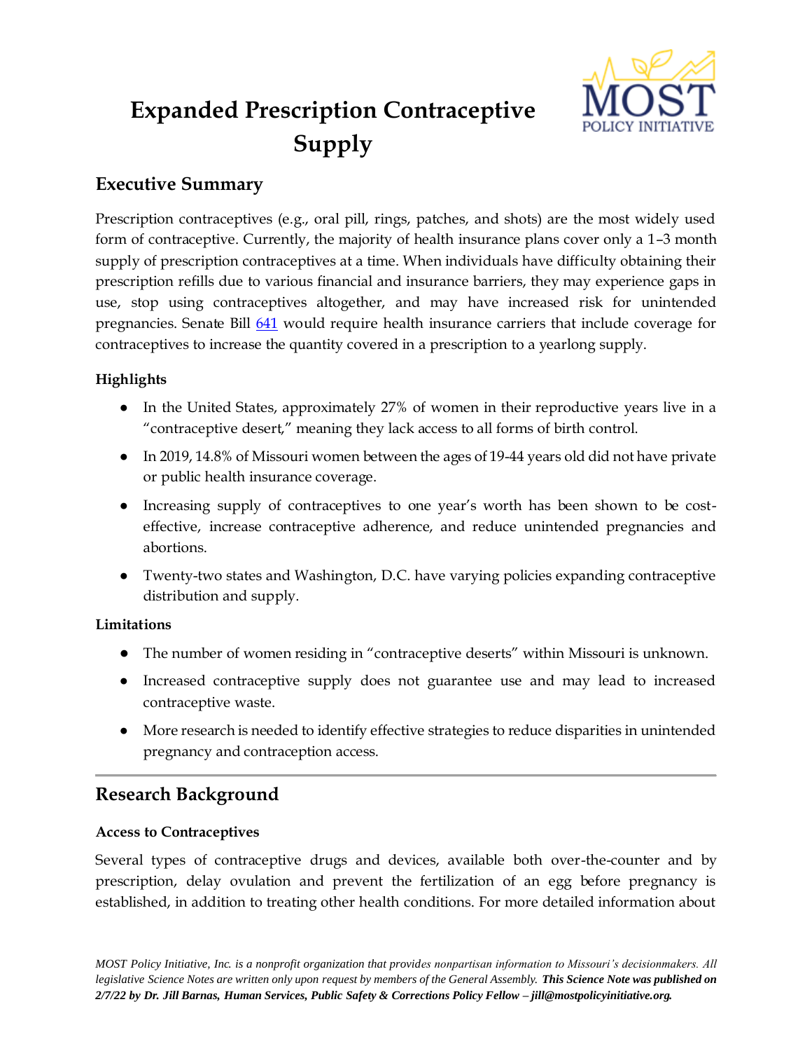# Expanded Prescription Contraceptive Supply

## Executive Summary

Prescription contraceptives (e.g., oral pill, rings, patches, and shots) are the most widely used form of contraceptive. Currently, the majority of health insurance plans cover only a 1–3 month supply of prescription contraceptives at a time. When individuals have difficulty obtaining their prescription refills due to various financial and insurance barriers, they may experience gaps in use, stop using contraceptives altogether, and may have increased risk for unintended pregnancies. Senate Bill 641 would require health insurance carriers that include coverage for contraceptives to increase the quantity covered in a prescription to a yearlong supply.

### Highlights

- In the United States, approximately 27% of women in their reproductive years live in a "contraceptive desert," meaning they lack access to all forms of birth control.
- In 2019, 14.8% of Missouri women between the ages of 19-44 years old did not have private or public health insurance coverage.
- Increasing supply of contraceptives to one year's worth has been shown to be cost-effective, increase contraceptive adherence, and reduce unintended pregnancies and abortions.
- Twenty-two states and Washington, D.C. have varying policies expanding contraceptive distribution and supply.

### Limitations

- The number of women residing in "contraceptive deserts" within Missouri is unknown.
- Increased contraceptive supply does not guarantee use and may lead to increased contraceptive waste.
- More research is needed to identify effective strategies to reduce disparities in unintended pregnancy and contraception access.

---

## Research Background

### Access to Contraceptives

Several types of contraceptive drugs and devices, available both over-the-counter and by prescription, delay ovulation and prevent the fertilization of an egg before pregnancy is established, in addition to treating other health conditions. For more detailed information about

*MOST Policy Initiative, Inc. is a nonprofit organization that provides nonpartisan information to Missouri's decisionmakers. All legislative Science Notes are written only upon request by members of the General Assembly.* ***This Science Note was published on 2/7/22 by Dr. Jill Barnas, Human Services, Public Safety & Corrections Policy Fellow – jill@mostpolicyinitiative.org.***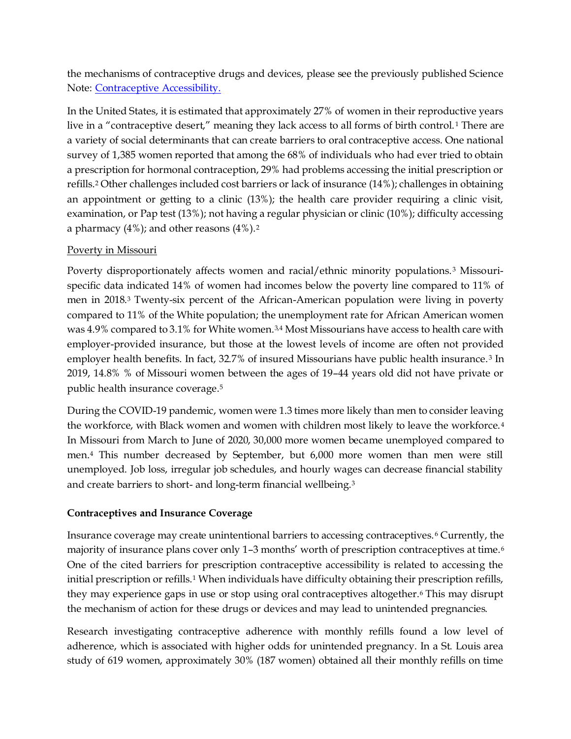the mechanisms of contraceptive drugs and devices, please see the previously published Science Note: [Contraceptive Accessibility.](#)

In the United States, it is estimated that approximately 27% of women in their reproductive years live in a "contraceptive desert," meaning they lack access to all forms of birth control.[1] There are a variety of social determinants that can create barriers to oral contraceptive access. One national survey of 1,385 women reported that among the 68% of individuals who had ever tried to obtain a prescription for hormonal contraception, 29% had problems accessing the initial prescription or refills.[2] Other challenges included cost barriers or lack of insurance (14%); challenges in obtaining an appointment or getting to a clinic (13%); the health care provider requiring a clinic visit, examination, or Pap test (13%); not having a regular physician or clinic (10%); difficulty accessing a pharmacy (4%); and other reasons (4%).[2]

Poverty in Missouri

Poverty disproportionately affects women and racial/ethnic minority populations.[3] Missouri-specific data indicated 14% of women had incomes below the poverty line compared to 11% of men in 2018.[3] Twenty-six percent of the African-American population were living in poverty compared to 11% of the White population; the unemployment rate for African American women was 4.9% compared to 3.1% for White women.[3,4] Most Missourians have access to health care with employer-provided insurance, but those at the lowest levels of income are often not provided employer health benefits. In fact, 32.7% of insured Missourians have public health insurance.[3] In 2019, 14.8% % of Missouri women between the ages of 19–44 years old did not have private or public health insurance coverage.[5]

During the COVID-19 pandemic, women were 1.3 times more likely than men to consider leaving the workforce, with Black women and women with children most likely to leave the workforce.[4] In Missouri from March to June of 2020, 30,000 more women became unemployed compared to men.[4] This number decreased by September, but 6,000 more women than men were still unemployed. Job loss, irregular job schedules, and hourly wages can decrease financial stability and create barriers to short- and long-term financial wellbeing.[3]

**Contraceptives and Insurance Coverage**

Insurance coverage may create unintentional barriers to accessing contraceptives.[6] Currently, the majority of insurance plans cover only 1–3 months' worth of prescription contraceptives at time.[6] One of the cited barriers for prescription contraceptive accessibility is related to accessing the initial prescription or refills.[1] When individuals have difficulty obtaining their prescription refills, they may experience gaps in use or stop using oral contraceptives altogether.[6] This may disrupt the mechanism of action for these drugs or devices and may lead to unintended pregnancies.

Research investigating contraceptive adherence with monthly refills found a low level of adherence, which is associated with higher odds for unintended pregnancy. In a St. Louis area study of 619 women, approximately 30% (187 women) obtained all their monthly refills on time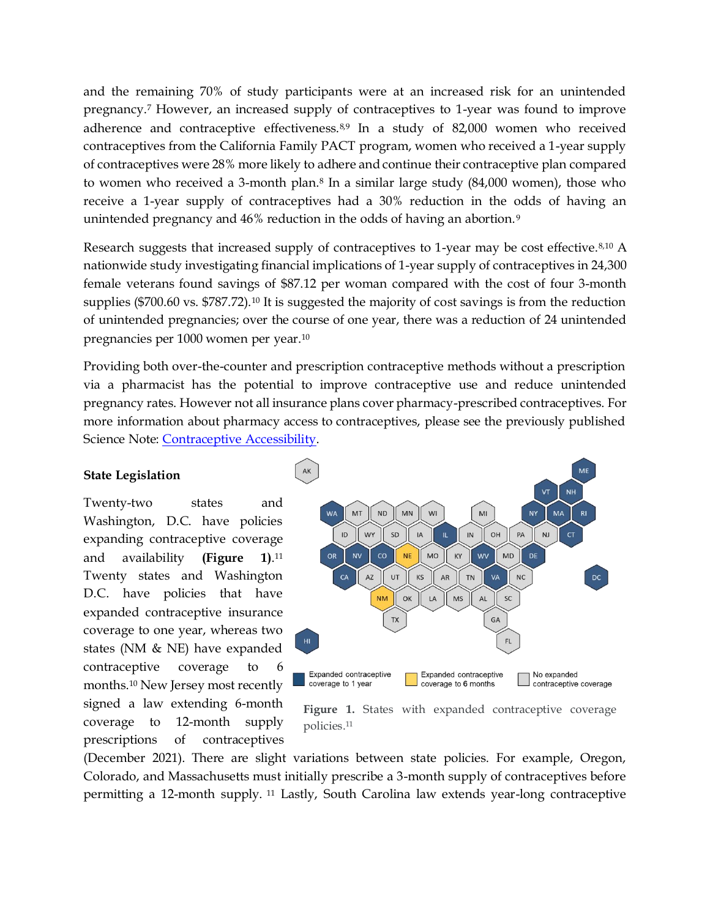and the remaining 70% of study participants were at an increased risk for an unintended pregnancy.[7] However, an increased supply of contraceptives to 1-year was found to improve adherence and contraceptive effectiveness.[8,9] In a study of 82,000 women who received contraceptives from the California Family PACT program, women who received a 1-year supply of contraceptives were 28% more likely to adhere and continue their contraceptive plan compared to women who received a 3-month plan.[8] In a similar large study (84,000 women), those who receive a 1-year supply of contraceptives had a 30% reduction in the odds of having an unintended pregnancy and 46% reduction in the odds of having an abortion.[9]

Research suggests that increased supply of contraceptives to 1-year may be cost effective.[8,10] A nationwide study investigating financial implications of 1-year supply of contraceptives in 24,300 female veterans found savings of $87.12 per woman compared with the cost of four 3-month supplies ($700.60 vs. $787.72).[10] It is suggested the majority of cost savings is from the reduction of unintended pregnancies; over the course of one year, there was a reduction of 24 unintended pregnancies per 1000 women per year.[10]

Providing both over-the-counter and prescription contraceptive methods without a prescription via a pharmacist has the potential to improve contraceptive use and reduce unintended pregnancy rates. However not all insurance plans cover pharmacy-prescribed contraceptives. For more information about pharmacy access to contraceptives, please see the previously published Science Note: [Contraceptive Accessibility](Contraceptive Accessibility).

**State Legislation**

Twenty-two states and Washington, D.C. have policies expanding contraceptive coverage and availability **(Figure 1)**.[11] Twenty states and Washington D.C. have policies that have expanded contraceptive insurance coverage to one year, whereas two states (NM & NE) have expanded contraceptive coverage to 6 months.[10] New Jersey most recently signed a law extending 6-month coverage to 12-month supply prescriptions of contraceptives (December 2021). There are slight variations between state policies. For example, Oregon, Colorado, and Massachusetts must initially prescribe a 3-month supply of contraceptives before permitting a 12-month supply. [11] Lastly, South Carolina law extends year-long contraceptive

**Figure 1.** States with expanded contraceptive coverage policies.[11]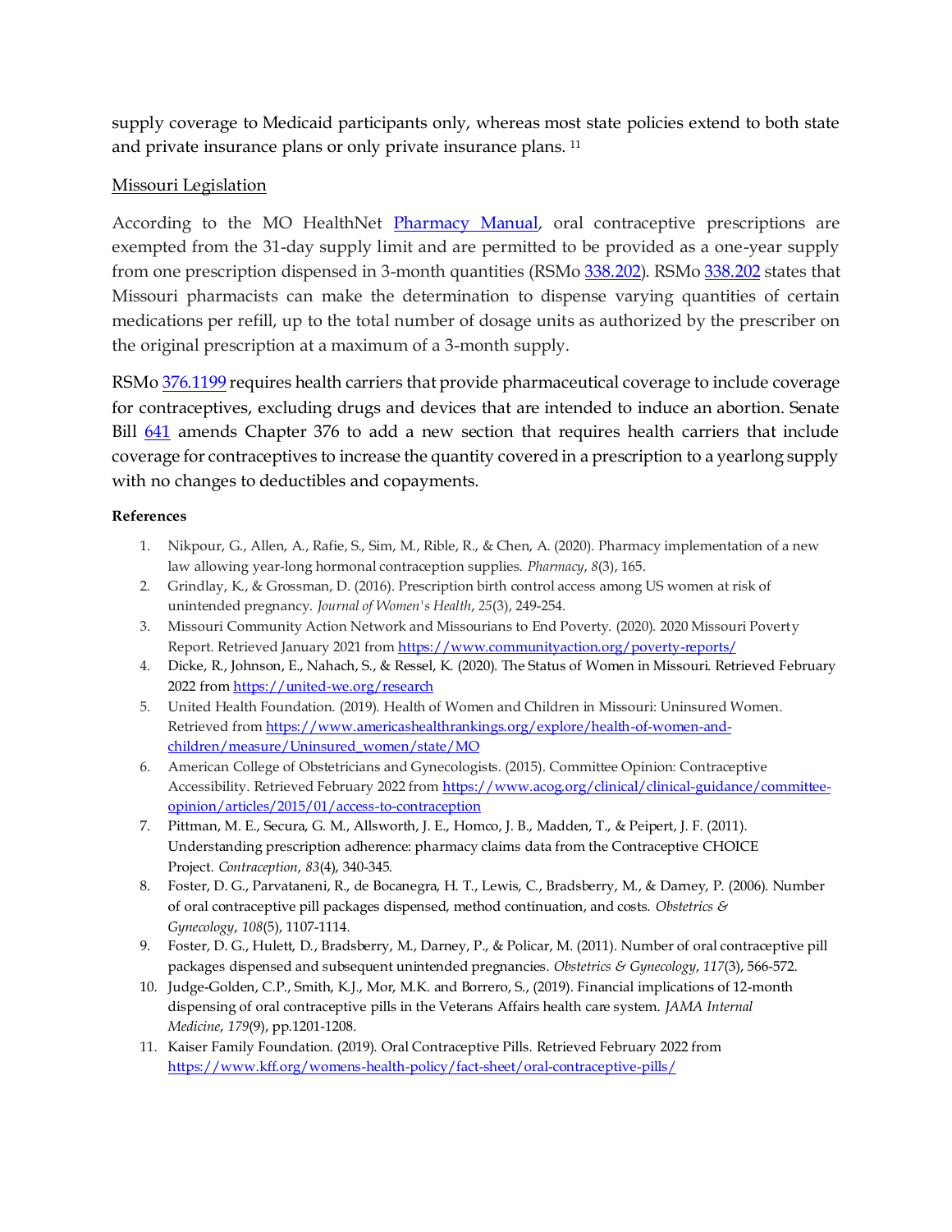supply coverage to Medicaid participants only, whereas most state policies extend to both state and private insurance plans or only private insurance plans. [11]

Missouri Legislation

According to the MO HealthNet Pharmacy Manual, oral contraceptive prescriptions are exempted from the 31-day supply limit and are permitted to be provided as a one-year supply from one prescription dispensed in 3-month quantities (RSMo 338.202). RSMo 338.202 states that Missouri pharmacists can make the determination to dispense varying quantities of certain medications per refill, up to the total number of dosage units as authorized by the prescriber on the original prescription at a maximum of a 3-month supply.

RSMo 376.1199 requires health carriers that provide pharmaceutical coverage to include coverage for contraceptives, excluding drugs and devices that are intended to induce an abortion. Senate Bill 641 amends Chapter 376 to add a new section that requires health carriers that include coverage for contraceptives to increase the quantity covered in a prescription to a yearlong supply with no changes to deductibles and copayments.

**References**

1. Nikpour, G., Allen, A., Rafie, S., Sim, M., Rible, R., & Chen, A. (2020). Pharmacy implementation of a new law allowing year-long hormonal contraception supplies. *Pharmacy*, *8*(3), 165.
2. Grindlay, K., & Grossman, D. (2016). Prescription birth control access among US women at risk of unintended pregnancy. *Journal of Women's Health*, *25*(3), 249-254.
3. Missouri Community Action Network and Missourians to End Poverty. (2020). 2020 Missouri Poverty Report. Retrieved January 2021 from https://www.communityaction.org/poverty-reports/
4. Dicke, R., Johnson, E., Nahach, S., & Ressel, K. (2020). The Status of Women in Missouri. Retrieved February 2022 from https://united-we.org/research
5. United Health Foundation. (2019). Health of Women and Children in Missouri: Uninsured Women. Retrieved from https://www.americashealthrankings.org/explore/health-of-women-and-children/measure/Uninsured_women/state/MO
6. American College of Obstetricians and Gynecologists. (2015). Committee Opinion: Contraceptive Accessibility. Retrieved February 2022 from https://www.acog.org/clinical/clinical-guidance/committee-opinion/articles/2015/01/access-to-contraception
7. Pittman, M. E., Secura, G. M., Allsworth, J. E., Homco, J. B., Madden, T., & Peipert, J. F. (2011). Understanding prescription adherence: pharmacy claims data from the Contraceptive CHOICE Project. *Contraception*, *83*(4), 340-345.
8. Foster, D. G., Parvataneni, R., de Bocanegra, H. T., Lewis, C., Bradsberry, M., & Darney, P. (2006). Number of oral contraceptive pill packages dispensed, method continuation, and costs. *Obstetrics & Gynecology*, *108*(5), 1107-1114.
9. Foster, D. G., Hulett, D., Bradsberry, M., Darney, P., & Policar, M. (2011). Number of oral contraceptive pill packages dispensed and subsequent unintended pregnancies. *Obstetrics & Gynecology*, *117*(3), 566-572.
10. Judge-Golden, C.P., Smith, K.J., Mor, M.K. and Borrero, S., (2019). Financial implications of 12-month dispensing of oral contraceptive pills in the Veterans Affairs health care system. *JAMA Internal Medicine*, *179*(9), pp.1201-1208.
11. Kaiser Family Foundation. (2019). Oral Contraceptive Pills. Retrieved February 2022 from https://www.kff.org/womens-health-policy/fact-sheet/oral-contraceptive-pills/